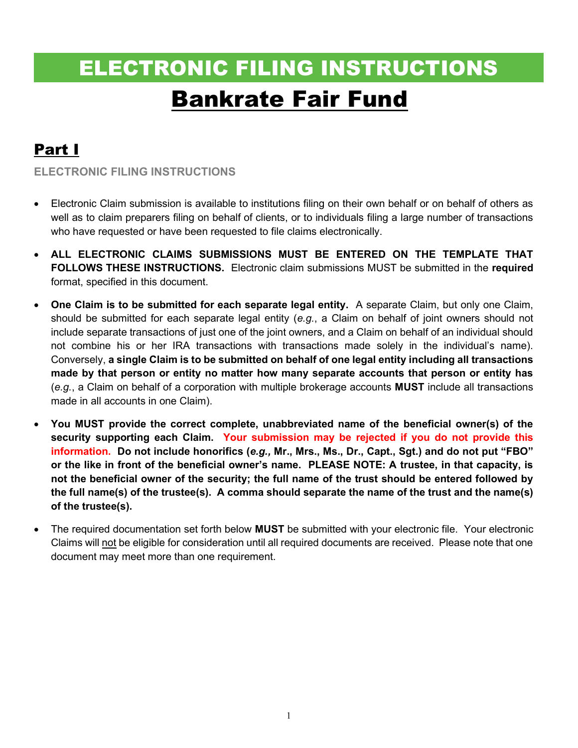# ELECTRONIC FILING INSTRUCTIONS

# Bankrate Fair Fund

## Part I

### ELECTRONIC FILING INSTRUCTIONS

- Electronic Claim submission is available to institutions filing on their own behalf or on behalf of others as well as to claim preparers filing on behalf of clients, or to individuals filing a large number of transactions who have requested or have been requested to file claims electronically.
- **ALL ELECTRONIC CLAIMS SUBMISSIONS MUST BE ENTERED ON THE TEMPLATE THAT FOLLOWS THESE INSTRUCTIONS.** Electronic claim submissions MUST be submitted in the **required** format, specified in this document.
- **One Claim is to be submitted for each separate legal entity.** A separate Claim, but only one Claim, should be submitted for each separate legal entity (*e.g.*, a Claim on behalf of joint owners should not include separate transactions of just one of the joint owners, and a Claim on behalf of an individual should not combine his or her IRA transactions with transactions made solely in the individual's name). Conversely, **a single Claim is to be submitted on behalf of one legal entity including all transactions made by that person or entity no matter how many separate accounts that person or entity has** (*e.g.*, a Claim on behalf of a corporation with multiple brokerage accounts **MUST** include all transactions made in all accounts in one Claim).
- **You MUST provide the correct complete, unabbreviated name of the beneficial owner(s) of the security supporting each Claim. Your submission may be rejected if you do not provide this information. Do not include honorifics (*e.g.,* Mr., Mrs., Ms., Dr., Capt., Sgt.) and do not put "FBO" or the like in front of the beneficial owner's name. PLEASE NOTE: A trustee, in that capacity, is not the beneficial owner of the security; the full name of the trust should be entered followed by the full name(s) of the trustee(s). A comma should separate the name of the trust and the name(s) of the trustee(s).**
- The required documentation set forth below **MUST** be submitted with your electronic file. Your electronic Claims will not be eligible for consideration until all required documents are received. Please note that one document may meet more than one requirement.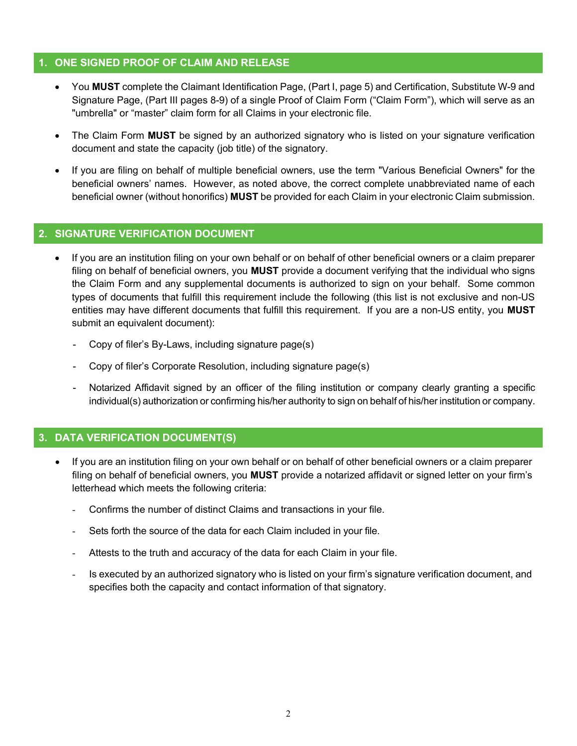## 1. ONE SIGNED PROOF OF CLAIM AND RELEASE

- You **MUST** complete the Claimant Identification Page, (Part I, page 5) and Certification, Substitute W-9 and Signature Page, (Part III pages 8-9) of a single Proof of Claim Form ("Claim Form"), which will serve as an "umbrella" or "master" claim form for all Claims in your electronic file.
- The Claim Form **MUST** be signed by an authorized signatory who is listed on your signature verification document and state the capacity (job title) of the signatory.
- If you are filing on behalf of multiple beneficial owners, use the term "Various Beneficial Owners" for the beneficial owners' names. However, as noted above, the correct complete unabbreviated name of each beneficial owner (without honorifics) **MUST** be provided for each Claim in your electronic Claim submission.

## 2. SIGNATURE VERIFICATION DOCUMENT

- If you are an institution filing on your own behalf or on behalf of other beneficial owners or a claim preparer filing on behalf of beneficial owners, you **MUST** provide a document verifying that the individual who signs the Claim Form and any supplemental documents is authorized to sign on your behalf. Some common types of documents that fulfill this requirement include the following (this list is not exclusive and non-US entities may have different documents that fulfill this requirement. If you are a non-US entity, you **MUST** submit an equivalent document):
  - Copy of filer's By-Laws, including signature page(s)
  - Copy of filer's Corporate Resolution, including signature page(s)
  - Notarized Affidavit signed by an officer of the filing institution or company clearly granting a specific individual(s) authorization or confirming his/her authority to sign on behalf of his/her institution or company.

## 3. DATA VERIFICATION DOCUMENT(S)

- If you are an institution filing on your own behalf or on behalf of other beneficial owners or a claim preparer filing on behalf of beneficial owners, you **MUST** provide a notarized affidavit or signed letter on your firm's letterhead which meets the following criteria:
  - Confirms the number of distinct Claims and transactions in your file.
  - Sets forth the source of the data for each Claim included in your file.
  - Attests to the truth and accuracy of the data for each Claim in your file.
  - Is executed by an authorized signatory who is listed on your firm's signature verification document, and specifies both the capacity and contact information of that signatory.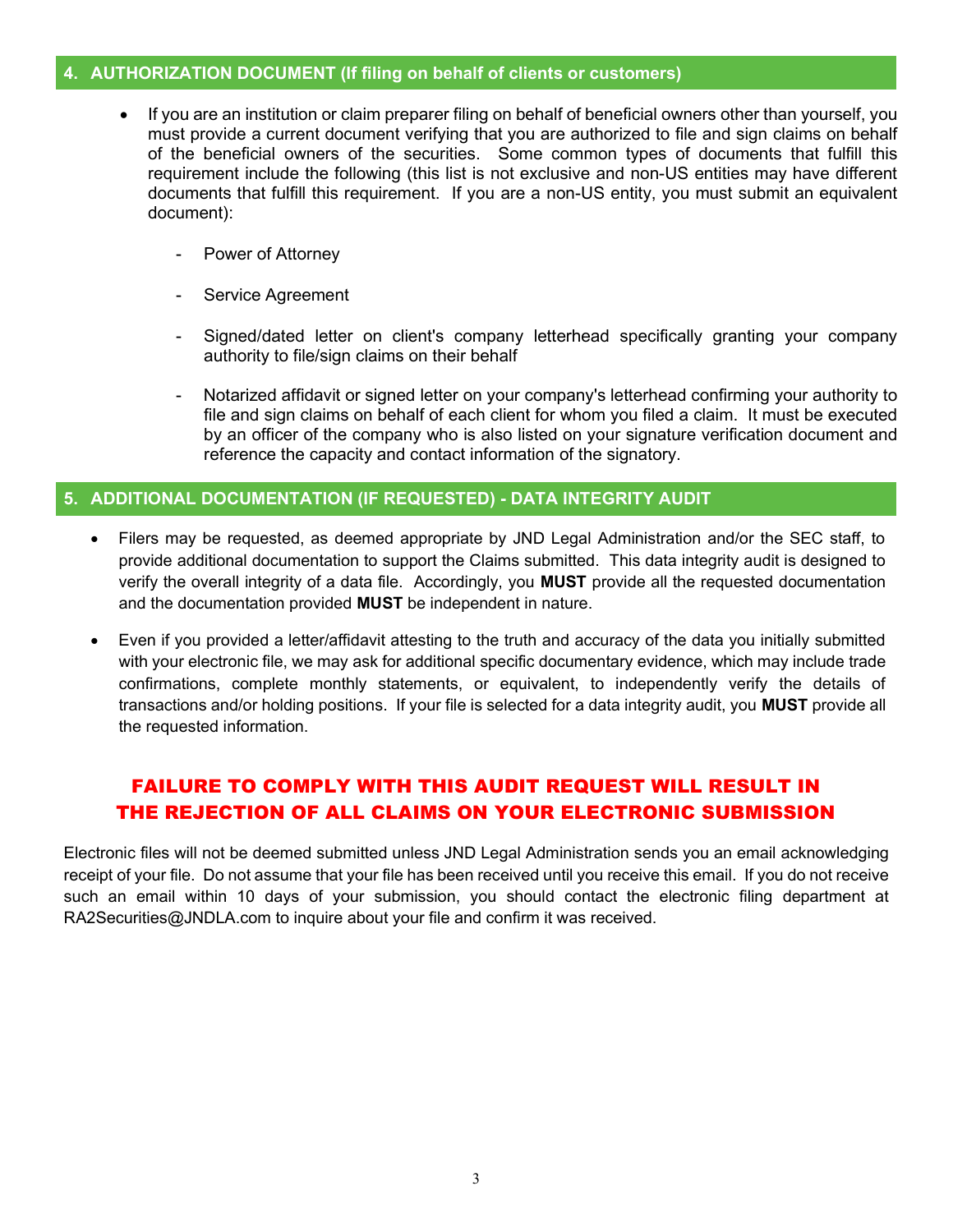## 4. AUTHORIZATION DOCUMENT (If filing on behalf of clients or customers)

- If you are an institution or claim preparer filing on behalf of beneficial owners other than yourself, you must provide a current document verifying that you are authorized to file and sign claims on behalf of the beneficial owners of the securities. Some common types of documents that fulfill this requirement include the following (this list is not exclusive and non-US entities may have different documents that fulfill this requirement. If you are a non-US entity, you must submit an equivalent document):

  - Power of Attorney
  - Service Agreement
  - Signed/dated letter on client's company letterhead specifically granting your company authority to file/sign claims on their behalf
  - Notarized affidavit or signed letter on your company's letterhead confirming your authority to file and sign claims on behalf of each client for whom you filed a claim. It must be executed by an officer of the company who is also listed on your signature verification document and reference the capacity and contact information of the signatory.

## 5. ADDITIONAL DOCUMENTATION (IF REQUESTED) - DATA INTEGRITY AUDIT

- Filers may be requested, as deemed appropriate by JND Legal Administration and/or the SEC staff, to provide additional documentation to support the Claims submitted. This data integrity audit is designed to verify the overall integrity of a data file. Accordingly, you **MUST** provide all the requested documentation and the documentation provided **MUST** be independent in nature.
- Even if you provided a letter/affidavit attesting to the truth and accuracy of the data you initially submitted with your electronic file, we may ask for additional specific documentary evidence, which may include trade confirmations, complete monthly statements, or equivalent, to independently verify the details of transactions and/or holding positions. If your file is selected for a data integrity audit, you **MUST** provide all the requested information.

**FAILURE TO COMPLY WITH THIS AUDIT REQUEST WILL RESULT IN THE REJECTION OF ALL CLAIMS ON YOUR ELECTRONIC SUBMISSION**

Electronic files will not be deemed submitted unless JND Legal Administration sends you an email acknowledging receipt of your file. Do not assume that your file has been received until you receive this email. If you do not receive such an email within 10 days of your submission, you should contact the electronic filing department at RA2Securities@JNDLA.com to inquire about your file and confirm it was received.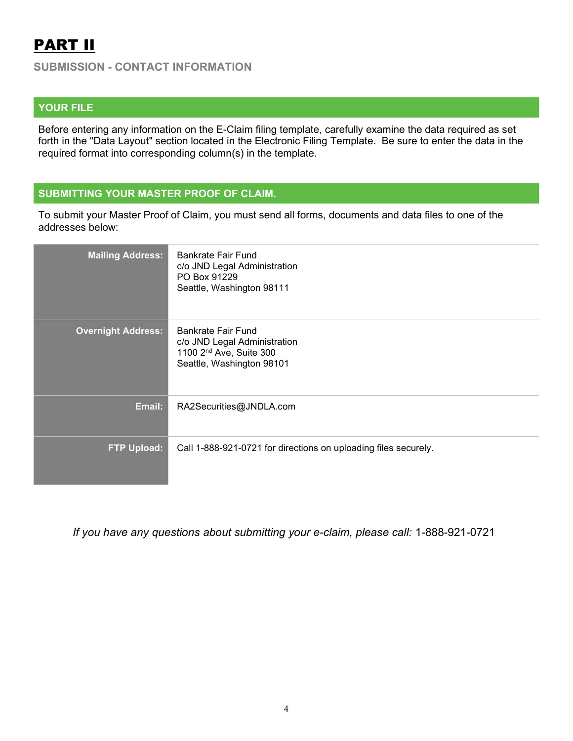# PART II

**SUBMISSION - CONTACT INFORMATION**

## YOUR FILE

Before entering any information on the E-Claim filing template, carefully examine the data required as set forth in the "Data Layout" section located in the Electronic Filing Template. Be sure to enter the data in the required format into corresponding column(s) in the template.

## SUBMITTING YOUR MASTER PROOF OF CLAIM.

To submit your Master Proof of Claim, you must send all forms, documents and data files to one of the addresses below:

| | |
|---|---|
| **Mailing Address:** | Bankrate Fair Fund<br>c/o JND Legal Administration<br>PO Box 91229<br>Seattle, Washington 98111 |
| **Overnight Address:** | Bankrate Fair Fund<br>c/o JND Legal Administration<br>1100 2nd Ave, Suite 300<br>Seattle, Washington 98101 |
| **Email:** | RA2Securities@JNDLA.com |
| **FTP Upload:** | Call 1-888-921-0721 for directions on uploading files securely. |

*If you have any questions about submitting your e-claim, please call:* 1-888-921-0721